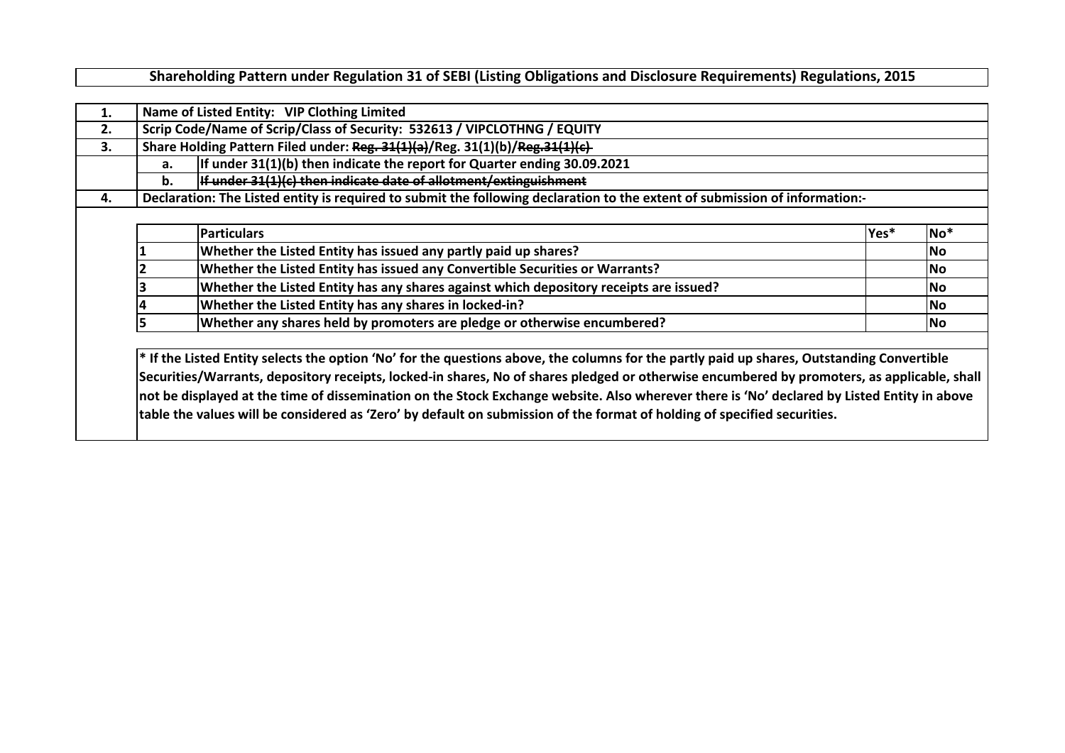# Shareholding Pattern under Regulation 31 of SEBI (Listing Obligations and Disclosure Requirements) Regulations, 2015

| | | |
|---|---|---|
| 1. | Name of Listed Entity: VIP Clothing Limited | |
| 2. | Scrip Code/Name of Scrip/Class of Security: 532613 / VIPCLOTHNG / EQUITY | |
| 3. | Share Holding Pattern Filed under: ~~Reg. 31(1)(a)~~/Reg. 31(1)(b)/~~Reg.31(1)(c)~~ | |
| | a. | If under 31(1)(b) then indicate the report for Quarter ending 30.09.2021 |
| | b. | ~~If under 31(1)(c) then indicate date of allotment/extinguishment~~ |
| 4. | Declaration: The Listed entity is required to submit the following declaration to the extent of submission of information:- | |

| | Particulars | Yes* | No* |
|---|---|---|---|
| 1 | Whether the Listed Entity has issued any partly paid up shares? | | No |
| 2 | Whether the Listed Entity has issued any Convertible Securities or Warrants? | | No |
| 3 | Whether the Listed Entity has any shares against which depository receipts are issued? | | No |
| 4 | Whether the Listed Entity has any shares in locked-in? | | No |
| 5 | Whether any shares held by promoters are pledge or otherwise encumbered? | | No |

**\* If the Listed Entity selects the option 'No' for the questions above, the columns for the partly paid up shares, Outstanding Convertible Securities/Warrants, depository receipts, locked-in shares, No of shares pledged or otherwise encumbered by promoters, as applicable, shall not be displayed at the time of dissemination on the Stock Exchange website. Also wherever there is 'No' declared by Listed Entity in above table the values will be considered as 'Zero' by default on submission of the format of holding of specified securities.**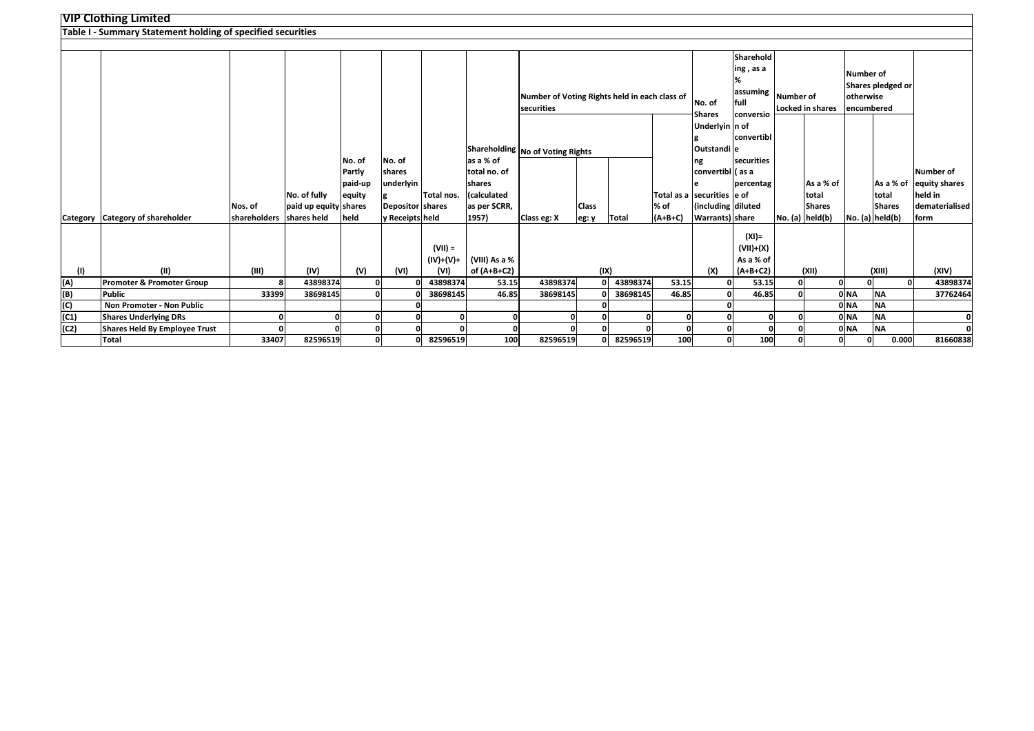# VIP Clothing Limited

## Table I - Summary Statement holding of specified securities

| Category | Category of shareholder | Nos. of shareholders | No. of fully paid up equity shares held | No. of Partly paid-up equity shares held | No. of shares underlying Depository Receipts | Total nos. shares held | Shareholding as a % of total no. of shares (calculated as per SCRR, 1957) | Number of Voting Rights held in each class of securities | | | | No. of Shares Underlying Outstanding convertible securities (including Warrants) | Shareholding , as a % assuming full conversion of convertible securities ( as a percentage of diluted share | Number of Locked in shares | | Number of Shares pledged or otherwise encumbered | | Number of equity shares held in dematerialised form |
|---|---|---|---|---|---|---|---|---|---|---|---|---|---|---|---|---|---|---|
| | | | | | | | | No of Voting Rights | | | Total as a % of (A+B+C) | | | No. (a) | As a % of total Shares held(b) | No. (a) | As a % of total Shares held(b) | |
| | | | | | | | | Class eg: X | Class eg: y | Total | | | | | | | | |
| (I) | (II) | (III) | (IV) | (V) | (VI) | (VII) = (IV)+(V)+ (VI) | (VIII) As a % of (A+B+C2) | (IX) | | | | (X) | (XI)= (VII)+(X) As a % of (A+B+C2) | (XII) | | (XIII) | | (XIV) |
| (A) | **Promoter & Promoter Group** | 8 | 43898374 | 0 | 0 | 43898374 | 53.15 | 43898374 | 0 | 43898374 | 53.15 | 0 | 53.15 | 0 | 0 | 0 | 0 | 43898374 |
| (B) | **Public** | 33399 | 38698145 | 0 | 0 | 38698145 | 46.85 | 38698145 | 0 | 38698145 | 46.85 | 0 | 46.85 | 0 | 0 | NA | NA | 37762464 |
| (C) | **Non Promoter - Non Public** | | | | 0 | | | | 0 | | | 0 | | | 0 | NA | NA | |
| (C1) | **Shares Underlying DRs** | 0 | 0 | 0 | 0 | 0 | 0 | 0 | 0 | 0 | 0 | 0 | 0 | 0 | 0 | NA | NA | 0 |
| (C2) | **Shares Held By Employee Trust** | 0 | 0 | 0 | 0 | 0 | 0 | 0 | 0 | 0 | 0 | 0 | 0 | 0 | 0 | NA | NA | 0 |
| | **Total** | 33407 | 82596519 | 0 | 0 | 82596519 | 100 | 82596519 | 0 | 82596519 | 100 | 0 | 100 | 0 | 0 | 0 | 0.000 | 81660838 |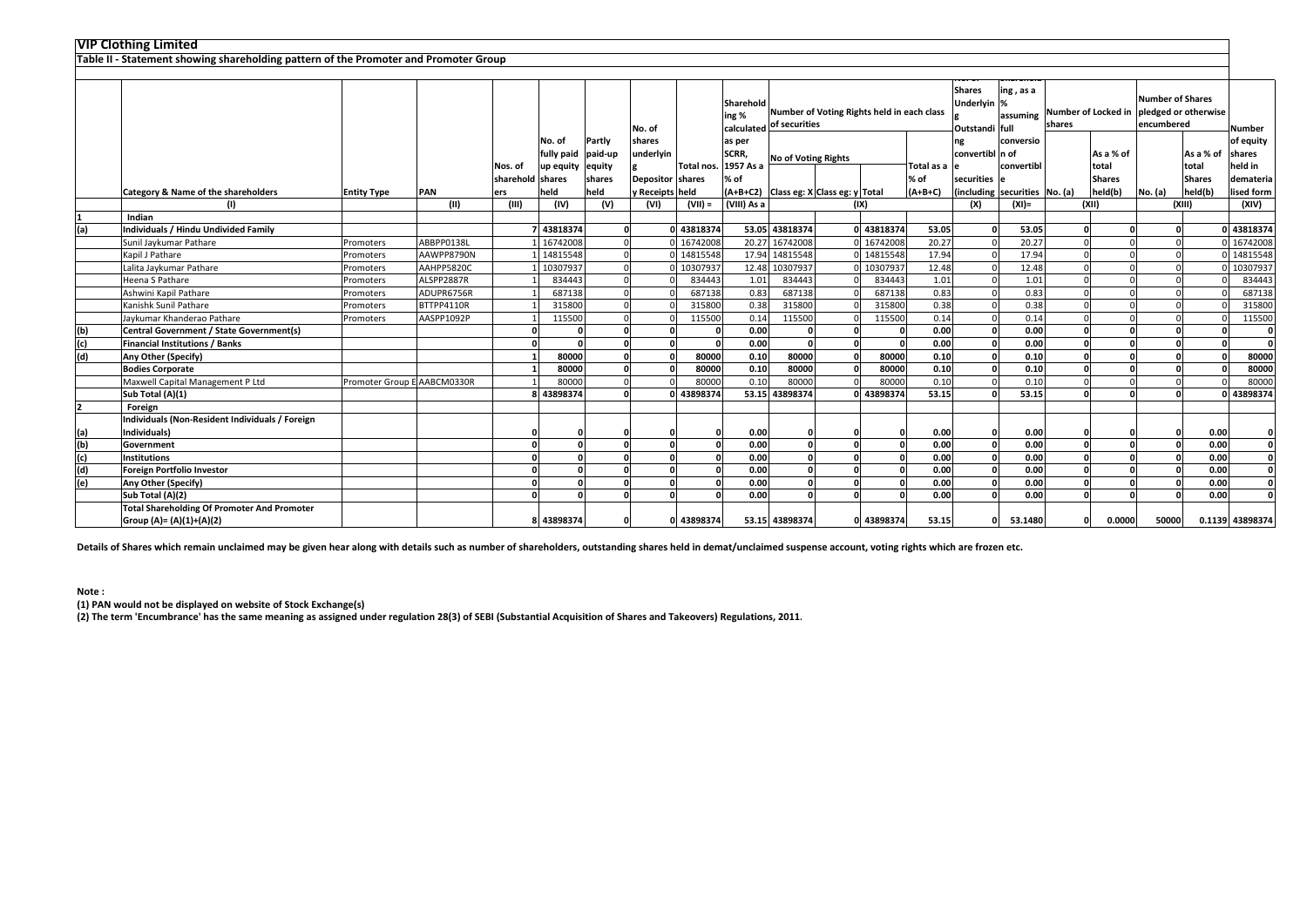## VIP Clothing Limited

### Table II - Statement showing shareholding pattern of the Promoter and Promoter Group

| | Category & Name of the shareholders | Entity Type | PAN | Nos. of shareholders | No. of fully paid up equity shares held | Partly paid-up equity shares held | No. of shares underlying Depository Receipts | Total nos. shares held | Shareholding % calculated as per SCRR, 1957 As a % of (A+B+C2) | Number of Voting Rights held in each class of securities | | | | Shares Underlying Outstanding convertible securities (including | Shareholding, as a % assuming full conversion of convertible securities | Number of Locked in shares | | Number of Shares pledged or otherwise encumbered | | Number of equity shares held in dematerialised form |
|---|---|---|---|---|---|---|---|---|---|---|---|---|---|---|---|---|---|---|---|---|
| | | | | | | | | | | No of Voting Rights | | | Total as a % of (A+B+C) | | | No. (a) | As a % of total Shares held(b) | No. (a) | As a % of total Shares held(b) | |
| | | | | | | | | | | Class eg: X | Class eg: y | Total | | | | | | | | |
| | (I) | | (II) | (III) | (IV) | (V) | (VI) | (VII) = | (VIII) As a | (IX) | | | | (X) | (XI)= | (XII) | | (XIII) | | (XIV) |
| 1 | **Indian** | | | | | | | | | | | | | | | | | | | |
| (a) | **Individuals / Hindu Undivided Family** | | | **7** | **43818374** | **0** | **0** | **43818374** | **53.05** | **43818374** | **0** | **43818374** | **53.05** | **0** | **53.05** | **0** | **0** | **0** | **0** | **43818374** |
| | Sunil Jaykumar Pathare | Promoters | ABBPP0138L | 1 | 16742008 | 0 | 0 | 16742008 | 20.27 | 16742008 | 0 | 16742008 | 20.27 | 0 | 20.27 | 0 | 0 | 0 | 0 | 16742008 |
| | Kapil J Pathare | Promoters | AAWPP8790N | 1 | 14815548 | 0 | 0 | 14815548 | 17.94 | 14815548 | 0 | 14815548 | 17.94 | 0 | 17.94 | 0 | 0 | 0 | 0 | 14815548 |
| | Lalita Jaykumar Pathare | Promoters | AAHPP5820C | 1 | 10307937 | 0 | 0 | 10307937 | 12.48 | 10307937 | 0 | 10307937 | 12.48 | 0 | 12.48 | 0 | 0 | 0 | 0 | 10307937 |
| | Heena S Pathare | Promoters | ALSPP2887R | 1 | 834443 | 0 | 0 | 834443 | 1.01 | 834443 | 0 | 834443 | 1.01 | 0 | 1.01 | 0 | 0 | 0 | 0 | 834443 |
| | Ashwini Kapil Pathare | Promoters | ADUPR6756R | 1 | 687138 | 0 | 0 | 687138 | 0.83 | 687138 | 0 | 687138 | 0.83 | 0 | 0.83 | 0 | 0 | 0 | 0 | 687138 |
| | Kanishk Sunil Pathare | Promoters | BTTPP4110R | 1 | 315800 | 0 | 0 | 315800 | 0.38 | 315800 | 0 | 315800 | 0.38 | 0 | 0.38 | 0 | 0 | 0 | 0 | 315800 |
| | Jaykumar Khanderao Pathare | Promoters | AASPP1092P | 1 | 115500 | 0 | 0 | 115500 | 0.14 | 115500 | 0 | 115500 | 0.14 | 0 | 0.14 | 0 | 0 | 0 | 0 | 115500 |
| (b) | **Central Government / State Government(s)** | | | **0** | **0** | **0** | **0** | **0** | **0.00** | **0** | **0** | **0** | **0.00** | **0** | **0.00** | **0** | **0** | **0** | **0** | **0** |
| (c) | **Financial Institutions / Banks** | | | **0** | **0** | **0** | **0** | **0** | **0.00** | **0** | **0** | **0** | **0.00** | **0** | **0.00** | **0** | **0** | **0** | **0** | **0** |
| (d) | **Any Other (Specify)** | | | **1** | **80000** | **0** | **0** | **80000** | **0.10** | **80000** | **0** | **80000** | **0.10** | **0** | **0.10** | **0** | **0** | **0** | **0** | **80000** |
| | **Bodies Corporate** | | | **1** | **80000** | **0** | **0** | **80000** | **0.10** | **80000** | **0** | **80000** | **0.10** | **0** | **0.10** | **0** | **0** | **0** | **0** | **80000** |
| | Maxwell Capital Management P Ltd | Promoter Group E | AABCM0330R | 1 | 80000 | 0 | 0 | 80000 | 0.10 | 80000 | 0 | 80000 | 0.10 | 0 | 0.10 | 0 | 0 | 0 | 0 | 80000 |
| | **Sub Total (A)(1)** | | | **8** | **43898374** | **0** | **0** | **43898374** | **53.15** | **43898374** | **0** | **43898374** | **53.15** | **0** | **53.15** | **0** | **0** | **0** | **0** | **43898374** |
| 2 | **Foreign** | | | | | | | | | | | | | | | | | | | |
| (a) | **Individuals (Non-Resident Individuals / Foreign Individuals)** | | | **0** | **0** | **0** | **0** | **0** | **0.00** | **0** | **0** | **0** | **0.00** | **0** | **0.00** | **0** | **0** | **0** | **0.00** | **0** |
| (b) | **Government** | | | **0** | **0** | **0** | **0** | **0** | **0.00** | **0** | **0** | **0** | **0.00** | **0** | **0.00** | **0** | **0** | **0** | **0.00** | **0** |
| (c) | **Institutions** | | | **0** | **0** | **0** | **0** | **0** | **0.00** | **0** | **0** | **0** | **0.00** | **0** | **0.00** | **0** | **0** | **0** | **0.00** | **0** |
| (d) | **Foreign Portfolio Investor** | | | **0** | **0** | **0** | **0** | **0** | **0.00** | **0** | **0** | **0** | **0.00** | **0** | **0.00** | **0** | **0** | **0** | **0.00** | **0** |
| (e) | **Any Other (Specify)** | | | **0** | **0** | **0** | **0** | **0** | **0.00** | **0** | **0** | **0** | **0.00** | **0** | **0.00** | **0** | **0** | **0** | **0.00** | **0** |
| | **Sub Total (A)(2)** | | | **0** | **0** | **0** | **0** | **0** | **0.00** | **0** | **0** | **0** | **0.00** | **0** | **0.00** | **0** | **0** | **0** | **0.00** | **0** |
| | **Total Shareholding Of Promoter And Promoter Group (A)= (A)(1)+(A)(2)** | | | **8** | **43898374** | **0** | **0** | **43898374** | **53.15** | **43898374** | **0** | **43898374** | **53.15** | **0** | **53.1480** | **0** | **0.0000** | **50000** | **0.1139** | **43898374** |

**Details of Shares which remain unclaimed may be given hear along with details such as number of shareholders, outstanding shares held in demat/unclaimed suspense account, voting rights which are frozen etc.**

**Note :**

**(1) PAN would not be displayed on website of Stock Exchange(s)**

**(2) The term 'Encumbrance' has the same meaning as assigned under regulation 28(3) of SEBI (Substantial Acquisition of Shares and Takeovers) Regulations, 2011.**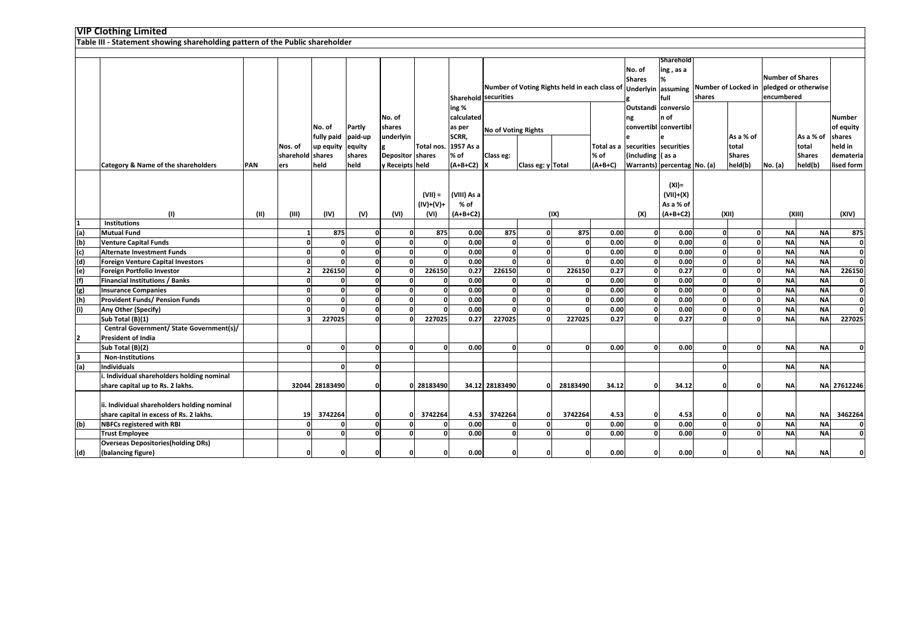# VIP Clothing Limited

## Table III - Statement showing shareholding pattern of the Public shareholder

| | Category & Name of the shareholders | PAN | Nos. of shareholders | No. of fully paid up equity shares held | Partly paid-up equity shares held | No. of shares underlying Depository Receipts | Total nos. shares held | Shareholding % calculated as per SCRR, 1957 As a % of (A+B+C2) | Number of Voting Rights held in each class of securities | | | | No. of Shares Underlying Outstanding convertible securities (including Warrants) | Shareholding , as a % assuming full conversion of convertible securities ( as a percentage | Number of Locked in shares | | Number of Shares pledged or otherwise encumbered | | Number of equity shares held in dematerialised form |
|---|---|---|---|---|---|---|---|---|---|---|---|---|---|---|---|---|---|---|---|
| | | | | | | | | | No of Voting Rights | | | Total as a % of (A+B+C) | | | No. (a) | As a % of total Shares held(b) | No. (a) | As a % of total Shares held(b) | |
| | | | | | | | | | Class eg: X | Class eg: y | Total | | | | | | | | |
| | (I) | (II) | (III) | (IV) | (V) | (VI) | (VII) = (IV)+(V)+ (VI) | (VIII) As a % of (A+B+C2) | (IX) | | | | (X) | (XI)= (VII)+(X) As a % of (A+B+C2) | (XII) | | (XIII) | | (XIV) |
| 1 | Institutions | | | | | | | | | | | | | | | | | | |
| (a) | Mutual Fund | | 1 | 875 | 0 | 0 | 875 | 0.00 | 875 | 0 | 875 | 0.00 | 0 | 0.00 | 0 | 0 | NA | NA | 875 |
| (b) | Venture Capital Funds | | 0 | 0 | 0 | 0 | 0 | 0.00 | 0 | 0 | 0 | 0.00 | 0 | 0.00 | 0 | 0 | NA | NA | 0 |
| (c) | Alternate Investment Funds | | 0 | 0 | 0 | 0 | 0 | 0.00 | 0 | 0 | 0 | 0.00 | 0 | 0.00 | 0 | 0 | NA | NA | 0 |
| (d) | Foreign Venture Capital Investors | | 0 | 0 | 0 | 0 | 0 | 0.00 | 0 | 0 | 0 | 0.00 | 0 | 0.00 | 0 | 0 | NA | NA | 0 |
| (e) | Foreign Portfolio Investor | | 2 | 226150 | 0 | 0 | 226150 | 0.27 | 226150 | 0 | 226150 | 0.27 | 0 | 0.27 | 0 | 0 | NA | NA | 226150 |
| (f) | Financial Institutions / Banks | | 0 | 0 | 0 | 0 | 0 | 0.00 | 0 | 0 | 0 | 0.00 | 0 | 0.00 | 0 | 0 | NA | NA | 0 |
| (g) | Insurance Companies | | 0 | 0 | 0 | 0 | 0 | 0.00 | 0 | 0 | 0 | 0.00 | 0 | 0.00 | 0 | 0 | NA | NA | 0 |
| (h) | Provident Funds/ Pension Funds | | 0 | 0 | 0 | 0 | 0 | 0.00 | 0 | 0 | 0 | 0.00 | 0 | 0.00 | 0 | 0 | NA | NA | 0 |
| (i) | Any Other (Specify) | | 0 | 0 | 0 | 0 | 0 | 0.00 | 0 | 0 | 0 | 0.00 | 0 | 0.00 | 0 | 0 | NA | NA | 0 |
| | Sub Total (B)(1) | | 3 | 227025 | 0 | 0 | 227025 | 0.27 | 227025 | 0 | 227025 | 0.27 | 0 | 0.27 | 0 | 0 | NA | NA | 227025 |
| 2 | Central Government/ State Government(s)/ President of India | | | | | | | | | | | | | | | | | | |
| | Sub Total (B)(2) | | 0 | 0 | 0 | 0 | 0 | 0.00 | 0 | 0 | 0 | 0.00 | 0 | 0.00 | 0 | 0 | NA | NA | 0 |
| 3 | Non-Institutions | | | | | | | | | | | | | | | | | | |
| (a) | Individuals | | | 0 | 0 | | | | | | | | | | 0 | | NA | NA | |
| | i. Individual shareholders holding nominal share capital up to Rs. 2 lakhs. | | 32044 | 28183490 | 0 | 0 | 28183490 | 34.12 | 28183490 | 0 | 28183490 | 34.12 | 0 | 34.12 | 0 | 0 | NA | NA | 27612246 |
| | ii. Individual shareholders holding nominal share capital in excess of Rs. 2 lakhs. | | 19 | 3742264 | 0 | 0 | 3742264 | 4.53 | 3742264 | 0 | 3742264 | 4.53 | 0 | 4.53 | 0 | 0 | NA | NA | 3462264 |
| (b) | NBFCs registered with RBI | | 0 | 0 | 0 | 0 | 0 | 0.00 | 0 | 0 | 0 | 0.00 | 0 | 0.00 | 0 | 0 | NA | NA | 0 |
| | Trust Employee | | 0 | 0 | 0 | 0 | 0 | 0.00 | 0 | 0 | 0 | 0.00 | 0 | 0.00 | 0 | 0 | NA | NA | 0 |
| (d) | Overseas Depositories(holding DRs) (balancing figure) | | 0 | 0 | 0 | 0 | 0 | 0.00 | 0 | 0 | 0 | 0.00 | 0 | 0.00 | 0 | 0 | NA | NA | 0 |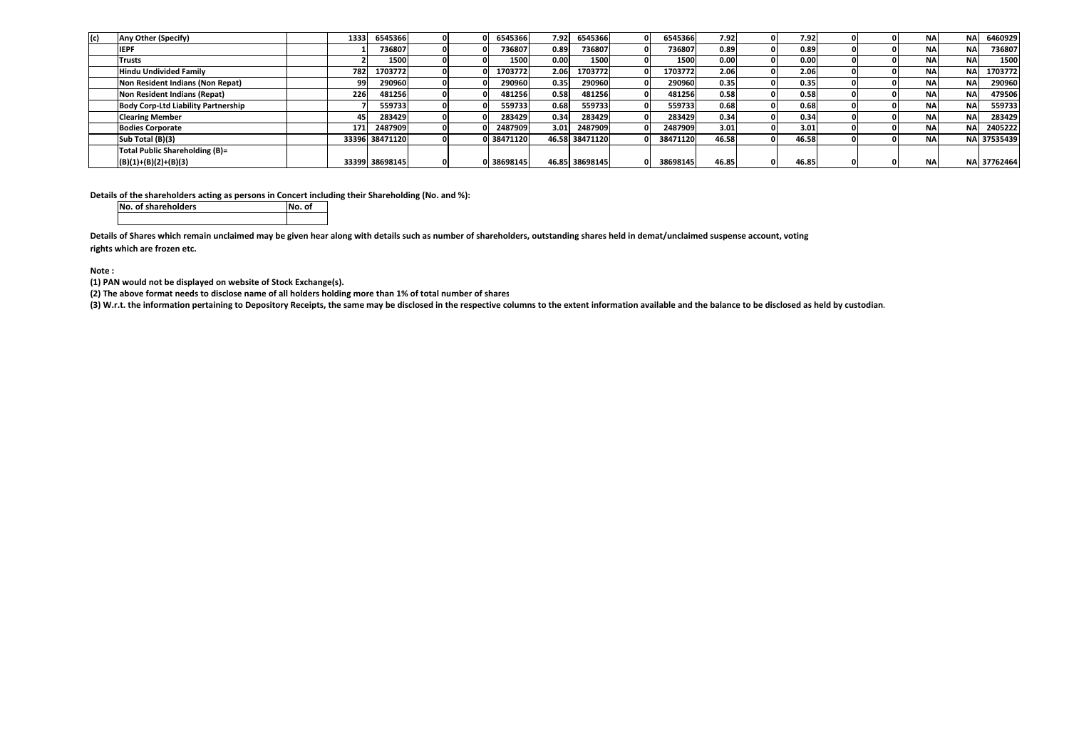| (c) | Any Other (Specify) | | 1333 | 6545366 | 0 | 0 | 6545366 | 7.92 | 6545366 | 0 | 6545366 | 7.92 | 0 | 7.92 | 0 | 0 | NA | NA | 6460929 |
|---|---|---|---|---|---|---|---|---|---|---|---|---|---|---|---|---|---|---|---|
| | IEPF | | 1 | 736807 | 0 | 0 | 736807 | 0.89 | 736807 | 0 | 736807 | 0.89 | 0 | 0.89 | 0 | 0 | NA | NA | 736807 |
| | Trusts | | 2 | 1500 | 0 | 0 | 1500 | 0.00 | 1500 | 0 | 1500 | 0.00 | 0 | 0.00 | 0 | 0 | NA | NA | 1500 |
| | Hindu Undivided Family | | 782 | 1703772 | 0 | 0 | 1703772 | 2.06 | 1703772 | 0 | 1703772 | 2.06 | 0 | 2.06 | 0 | 0 | NA | NA | 1703772 |
| | Non Resident Indians (Non Repat) | | 99 | 290960 | 0 | 0 | 290960 | 0.35 | 290960 | 0 | 290960 | 0.35 | 0 | 0.35 | 0 | 0 | NA | NA | 290960 |
| | Non Resident Indians (Repat) | | 226 | 481256 | 0 | 0 | 481256 | 0.58 | 481256 | 0 | 481256 | 0.58 | 0 | 0.58 | 0 | 0 | NA | NA | 479506 |
| | Body Corp-Ltd Liability Partnership | | 7 | 559733 | 0 | 0 | 559733 | 0.68 | 559733 | 0 | 559733 | 0.68 | 0 | 0.68 | 0 | 0 | NA | NA | 559733 |
| | Clearing Member | | 45 | 283429 | 0 | 0 | 283429 | 0.34 | 283429 | 0 | 283429 | 0.34 | 0 | 0.34 | 0 | 0 | NA | NA | 283429 |
| | Bodies Corporate | | 171 | 2487909 | 0 | 0 | 2487909 | 3.01 | 2487909 | 0 | 2487909 | 3.01 | 0 | 3.01 | 0 | 0 | NA | NA | 2405222 |
| | Sub Total (B)(3) | | 33396 | 38471120 | 0 | 0 | 38471120 | 46.58 | 38471120 | 0 | 38471120 | 46.58 | 0 | 46.58 | 0 | 0 | NA | NA | 37535439 |
| | Total Public Shareholding (B)= (B)(1)+(B)(2)+(B)(3) | | 33399 | 38698145 | 0 | 0 | 38698145 | 46.85 | 38698145 | 0 | 38698145 | 46.85 | 0 | 46.85 | 0 | 0 | NA | NA | 37762464 |

**Details of the shareholders acting as persons in Concert including their Shareholding (No. and %):**

| No. of shareholders | No. of |
|---|---|
| | |

**Details of Shares which remain unclaimed may be given hear along with details such as number of shareholders, outstanding shares held in demat/unclaimed suspense account, voting rights which are frozen etc.**

**Note :**

**(1) PAN would not be displayed on website of Stock Exchange(s).**

**(2) The above format needs to disclose name of all holders holding more than 1% of total number of shares**

**(3) W.r.t. the information pertaining to Depository Receipts, the same may be disclosed in the respective columns to the extent information available and the balance to be disclosed as held by custodian.**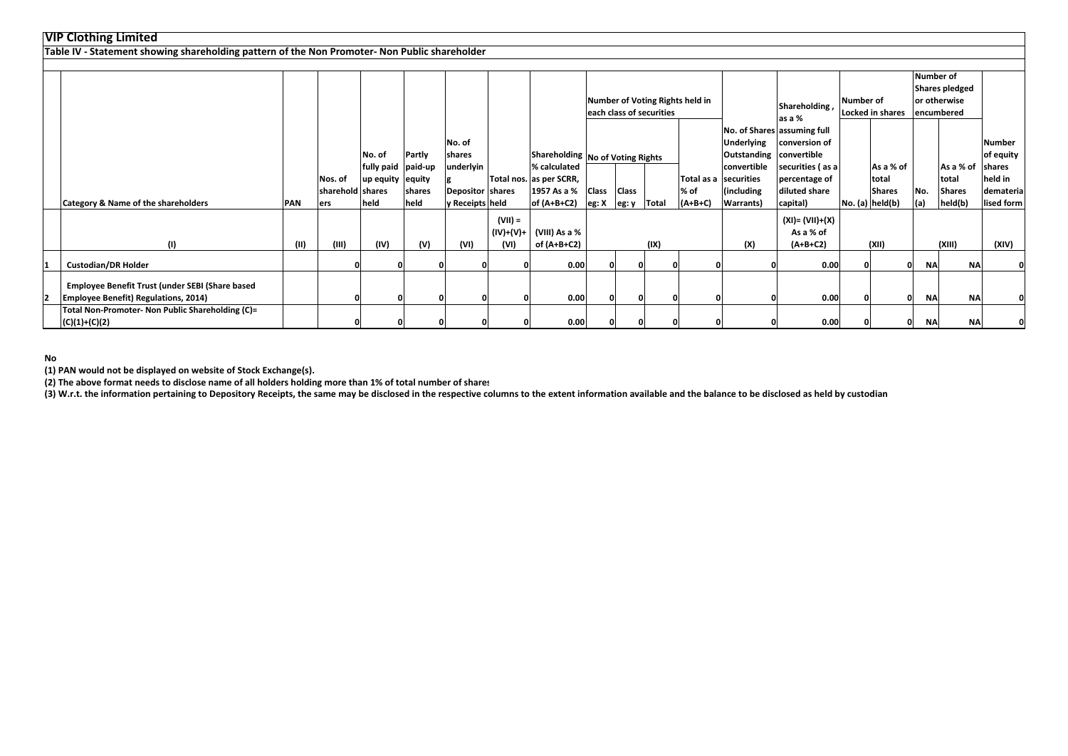# VIP Clothing Limited

## Table IV - Statement showing shareholding pattern of the Non Promoter- Non Public shareholder

| | Category & Name of the shareholders | PAN | Nos. of shareholders | No. of fully paid up equity shares held | Partly paid-up equity shares held | No. of shares underlying Depository Receipts | Total nos. shares held | Shareholding % calculated as per SCRR, 1957 As a % of (A+B+C2) | Number of Voting Rights held in each class of securities | | | | No. of Shares Underlying Outstanding convertible securities (including Warrants) | Shareholding, as a % assuming full conversion of convertible securities ( as a percentage of diluted share capital) | Number of Locked in shares | | Number of Shares pledged or otherwise encumbered | | Number of equity shares held in dematerialised form |
|---|---|---|---|---|---|---|---|---|---|---|---|---|---|---|---|---|---|---|---|
| | | | | | | | | | No of Voting Rights | | | Total as a % of (A+B+C) | | | No. (a) | As a % of total Shares held(b) | No. (a) | As a % of total Shares held(b) | |
| | | | | | | | | | Class eg: X | Class eg: y | Total | | | | | | | | |
| | (I) | (II) | (III) | (IV) | (V) | (VI) | (VII) = (IV)+(V)+ (VI) | (VIII) As a % of (A+B+C2) | (IX) | | | | (X) | (XI)= (VII)+(X) As a % of (A+B+C2) | (XII) | | (XIII) | | (XIV) |
| 1 | Custodian/DR Holder | | 0 | 0 | 0 | 0 | 0 | 0.00 | 0 | 0 | 0 | 0 | 0 | 0.00 | 0 | 0 | NA | NA | 0 |
| 2 | Employee Benefit Trust (under SEBI (Share based Employee Benefit) Regulations, 2014) | | 0 | 0 | 0 | 0 | 0 | 0.00 | 0 | 0 | 0 | 0 | 0 | 0.00 | 0 | 0 | NA | NA | 0 |
| | Total Non-Promoter- Non Public Shareholding (C)= (C)(1)+(C)(2) | | 0 | 0 | 0 | 0 | 0 | 0.00 | 0 | 0 | 0 | 0 | 0 | 0.00 | 0 | 0 | NA | NA | 0 |

**No**

**(1) PAN would not be displayed on website of Stock Exchange(s).**

**(2) The above format needs to disclose name of all holders holding more than 1% of total number of shares**

**(3) W.r.t. the information pertaining to Depository Receipts, the same may be disclosed in the respective columns to the extent information available and the balance to be disclosed as held by custodian**